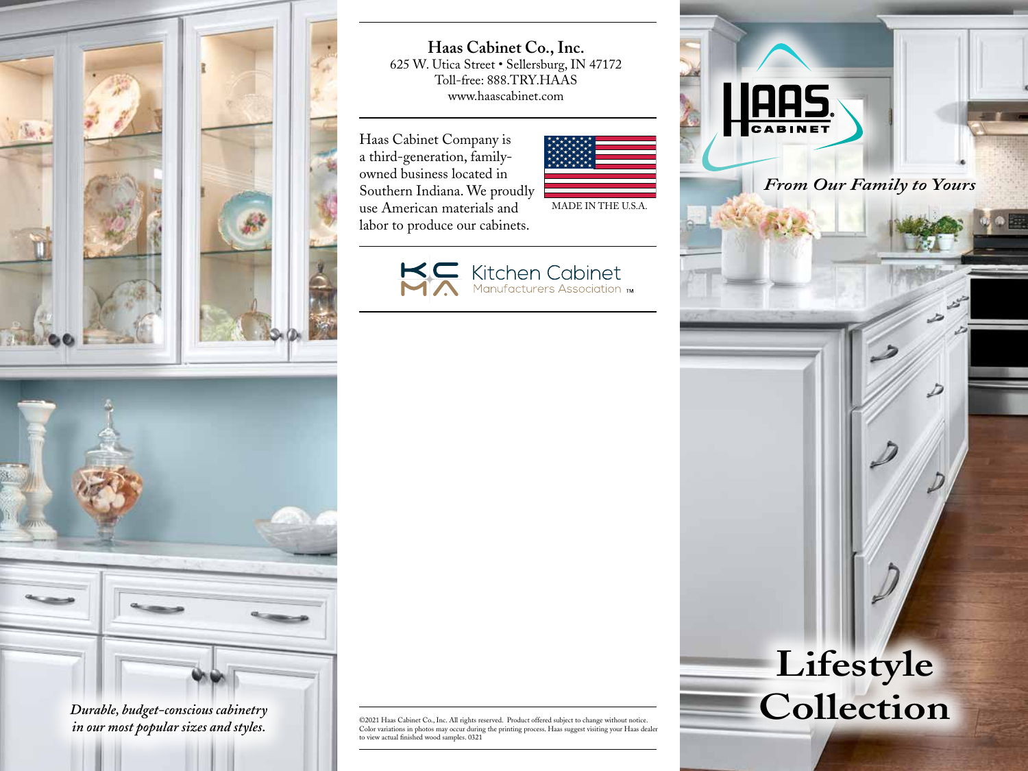*Durable, budget-conscious cabinetry in our most popular sizes and styles.*

**Haas Cabinet Co., Inc.**
625 W. Utica Street • Sellersburg, IN 47172
Toll-free: 888.TRY.HAAS
www.haascabinet.com

Haas Cabinet Company is a third-generation, family-owned business located in Southern Indiana. We proudly use American materials and labor to produce our cabinets.

MADE IN THE U.S.A.

Kitchen Cabinet Manufacturers Association ™

©2021 Haas Cabinet Co., Inc. All rights reserved. Product offered subject to change without notice. Color variations in photos may occur during the printing process. Haas suggest visiting your Haas dealer to view actual finished wood samples. 0321

HAAS CABINET

*From Our Family to Yours*

# Lifestyle Collection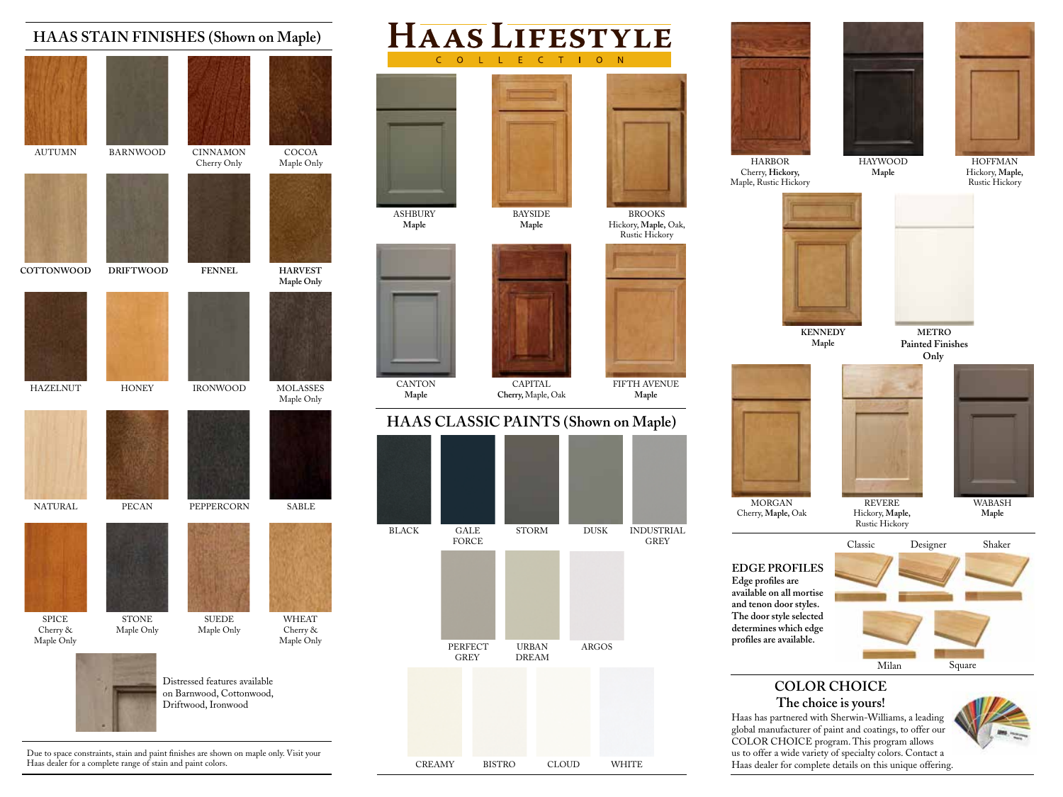## HAAS STAIN FINISHES (Shown on Maple)

AUTUMN

BARNWOOD

CINNAMON
Cherry Only

COCOA
Maple Only

**COTTONWOOD**

**DRIFTWOOD**

**FENNEL**

**HARVEST**
**Maple Only**

HAZELNUT

HONEY

IRONWOOD

MOLASSES
Maple Only

NATURAL

PECAN

PEPPERCORN

SABLE

SPICE
Cherry & Maple Only

STONE
Maple Only

SUEDE
Maple Only

WHEAT
Cherry & Maple Only

Distressed features available on Barnwood, Cottonwood, Driftwood, Ironwood

Due to space constraints, stain and paint finishes are shown on maple only. Visit your Haas dealer for a complete range of stain and paint colors.

# HAAS LIFESTYLE COLLECTION

ASHBURY
**Maple**

BAYSIDE
**Maple**

BROOKS
Hickory, **Maple**, Oak, Rustic Hickory

CANTON
**Maple**

CAPITAL
**Cherry**, Maple, Oak

FIFTH AVENUE
**Maple**

HARBOR
Cherry, **Hickory**, Maple, Rustic Hickory

HAYWOOD
**Maple**

HOFFMAN
Hickory, **Maple**, Rustic Hickory

**KENNEDY**
**Maple**

**METRO**
**Painted Finishes Only**

MORGAN
Cherry, **Maple**, Oak

REVERE
Hickory, **Maple**, Rustic Hickory

WABASH
**Maple**

## HAAS CLASSIC PAINTS (Shown on Maple)

BLACK

GALE FORCE

STORM

DUSK

INDUSTRIAL GREY

PERFECT GREY

URBAN DREAM

ARGOS

CREAMY

BISTRO

CLOUD

WHITE

## EDGE PROFILES

**Edge profiles are available on all mortise and tenon door styles. The door style selected determines which edge profiles are available.**

Classic

Designer

Shaker

Milan

Square

## COLOR CHOICE

### The choice is yours!

Haas has partnered with Sherwin-Williams, a leading global manufacturer of paint and coatings, to offer our COLOR CHOICE program. This program allows us to offer a wide variety of specialty colors. Contact a Haas dealer for complete details on this unique offering.